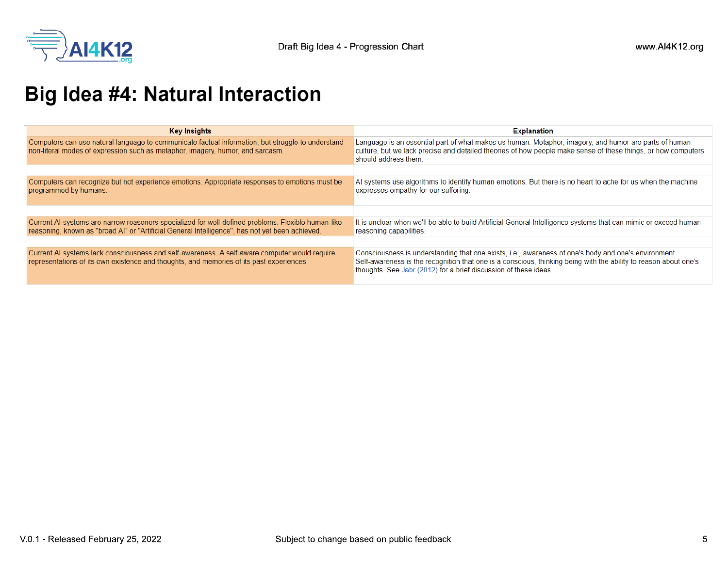# Big Idea #4: Natural Interaction

| Key Insights | Explanation |
|---|---|
| Computers can use natural language to communicate factual information, but struggle to understand non-literal modes of expression such as metaphor, imagery, humor, and sarcasm. | Language is an essential part of what makes us human. Metaphor, imagery, and humor are parts of human culture, but we lack precise and detailed theories of how people make sense of these things, or how computers should address them. |
| Computers can recognize but not experience emotions. Appropriate responses to emotions must be programmed by humans. | AI systems use algorithms to identify human emotions. But there is no heart to ache for us when the machine expresses empathy for our suffering. |
| Current AI systems are narrow reasoners specialized for well-defined problems. Flexible human-like reasoning, known as "broad AI" or "Artificial General Intelligence", has not yet been achieved. | It is unclear when we'll be able to build Artificial General Intelligence systems that can mimic or exceed human reasoning capabilities. |
| Current AI systems lack consciousness and self-awareness. A self-aware computer would require representations of its own existence and thoughts, and memories of its past experiences. | Consciousness is understanding that one exists, i.e., awareness of one's body and one's environment. Self-awareness is the recognition that one is a conscious, thinking being with the ability to reason about one's thoughts. See Jabr (2012) for a brief discussion of these ideas. |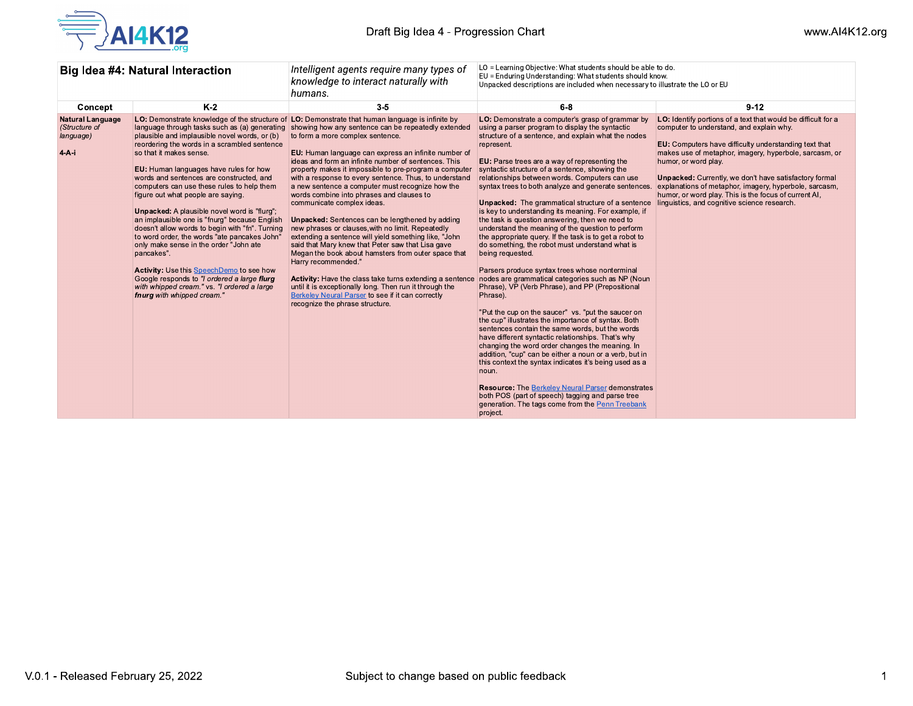| Big Idea #4: Natural Interaction | | *Intelligent agents require many types of knowledge to interact naturally with humans.* | LO = Learning Objective: What students should be able to do.<br>EU = Enduring Understanding: What students should know.<br>Unpacked descriptions are included when necessary to illustrate the LO or EU | |
|---|---|---|---|---|
| **Concept** | **K-2** | **3-5** | **6-8** | **9-12** |
| **Natural Language** *(Structure of language)*<br><br>**4-A-i** | **LO:** Demonstrate knowledge of the structure of language through tasks such as (a) generating plausible and implausible novel words, or (b) reordering the words in a scrambled sentence so that it makes sense.<br><br>**EU:** Human languages have rules for how words and sentences are constructed, and computers can use these rules to help them figure out what people are saying.<br><br>**Unpacked:** A plausible novel word is "flurg"; an implausible one is "fnurg" because English doesn't allow words to begin with "fn". Turning to word order, the words "ate pancakes John" only make sense in the order "John ate pancakes".<br><br>**Activity:** Use this SpeechDemo to see how Google responds to *"I ordered a large **flurg** with whipped cream."* vs. *"I ordered a large **fnurg** with whipped cream."* | **LO:** Demonstrate that human language is infinite by showing how any sentence can be repeatedly extended to form a more complex sentence.<br><br>**EU:** Human language can express an infinite number of ideas and form an infinite number of sentences. This property makes it impossible to pre-program a computer with a response to every sentence. Thus, to understand a new sentence a computer must recognize how the words combine into phrases and clauses to communicate complex ideas.<br><br>**Unpacked:** Sentences can be lengthened by adding new phrases or clauses,with no limit. Repeatedly extending a sentence will yield something like, "John said that Mary knew that Peter saw that Lisa gave Megan the book about hamsters from outer space that Harry recommended."<br><br>**Activity:** Have the class take turns extending a sentence until it is exceptionally long. Then run it through the Berkeley Neural Parser to see if it can correctly recognize the phrase structure. | **LO:** Demonstrate a computer's grasp of grammar by using a parser program to display the syntactic structure of a sentence, and explain what the nodes represent.<br><br>**EU:** Parse trees are a way of representing the syntactic structure of a sentence, showing the relationships between words. Computers can use syntax trees to both analyze and generate sentences.<br><br>**Unpacked:** The grammatical structure of a sentence is key to understanding its meaning. For example, if the task is question answering, then we need to understand the meaning of the question to perform the appropriate query. If the task is to get a robot to do something, the robot must understand what is being requested.<br><br>Parsers produce syntax trees whose nonterminal nodes are grammatical categories such as NP (Noun Phrase), VP (Verb Phrase), and PP (Prepositional Phrase).<br><br>"Put the cup on the saucer" vs. "put the saucer on the cup" illustrates the importance of syntax. Both sentences contain the same words, but the words have different syntactic relationships. That's why changing the word order changes the meaning. In addition, "cup" can be either a noun or a verb, but in this context the syntax indicates it's being used as a noun.<br><br>**Resource:** The Berkeley Neural Parser demonstrates both POS (part of speech) tagging and parse tree generation. The tags come from the Penn Treebank project. | **LO:** Identify portions of a text that would be difficult for a computer to understand, and explain why.<br><br>**EU:** Computers have difficulty understanding text that makes use of metaphor, imagery, hyperbole, sarcasm, or humor, or word play.<br><br>**Unpacked:** Currently, we don't have satisfactory formal explanations of metaphor, imagery, hyperbole, sarcasm, humor, or word play. This is the focus of current AI, linguistics, and cognitive science research. |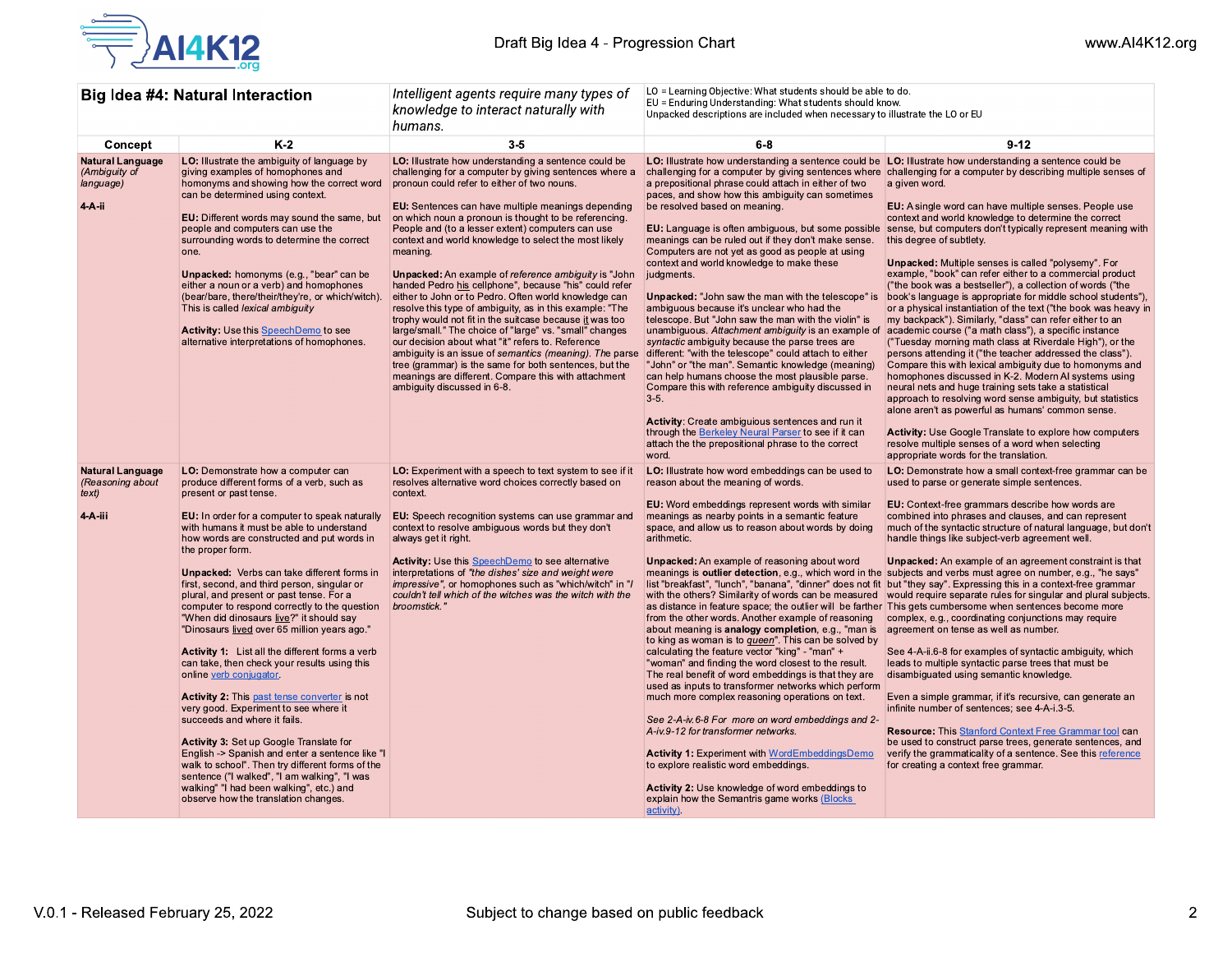| **Big Idea #4: Natural Interaction** | *Intelligent agents require many types of knowledge to interact naturally with humans.* | LO = Learning Objective: What students should be able to do.<br>EU = Enduring Understanding: What students should know.<br>Unpacked descriptions are included when necessary to illustrate the LO or EU | | |
|---|---|---|---|---|
| **Concept** | **K-2** | **3-5** | **6-8** | **9-12** |
| **Natural Language** *(Ambiguity of language)*<br><br>**4-A-ii** | **LO:** Illustrate the ambiguity of language by giving examples of homophones and homonyms and showing how the correct word can be determined using context.<br><br>**EU:** Different words may sound the same, but people and computers can use the surrounding words to determine the correct one.<br><br>**Unpacked:** homonyms (e.g., "bear" can be either a noun or a verb) and homophones (bear/bare, there/their/they're, or which/witch). This is called *lexical ambiguity*<br><br>**Activity:** Use this SpeechDemo to see alternative interpretations of homophones. | **LO:** Illustrate how understanding a sentence could be challenging for a computer by giving sentences where a pronoun could refer to either of two nouns.<br><br>**EU:** Sentences can have multiple meanings depending on which noun a pronoun is thought to be referencing. People and (to a lesser extent) computers can use context and world knowledge to select the most likely meaning.<br><br>**Unpacked:** An example of *reference ambiguity* is "John handed Pedro his cellphone", because "his" could refer either to John or to Pedro. Often world knowledge can resolve this type of ambiguity, as in this example: "The trophy would not fit in the suitcase because it was too large/small." The choice of "large" vs. "small" changes our decision about what "it" refers to. Reference ambiguity is an issue of *semantics (meaning). The* parse tree (grammar) is the same for both sentences, but the meanings are different. Compare this with attachment ambiguity discussed in 6-8. | **LO:** Illustrate how understanding a sentence could be challenging for a computer by giving sentences where a prepositional phrase could attach in either of two paces, and show how this ambiguity can sometimes be resolved based on meaning.<br><br>**EU:** Language is often ambiguous, but some possible meanings can be ruled out if they don't make sense. Computers are not yet as good as people at using context and world knowledge to make these judgments.<br><br>**Unpacked:** "John saw the man with the telescope" is ambiguous because it's unclear who had the telescope. But "John saw the man with the violin" is unambiguous. *Attachment ambiguity* is an example of *syntactic* ambiguity because the parse trees are different: "with the telescope" could attach to either "John" or "the man". Semantic knowledge (meaning) can help humans choose the most plausible parse. Compare this with reference ambiguity discussed in 3-5.<br><br>**Activity**: Create ambiguous sentences and run it through the Berkeley Neural Parser to see if it can attach the the prepositional phrase to the correct word. | **LO:** Illustrate how understanding a sentence could be challenging for a computer by describing multiple senses of a given word.<br><br>**EU:** A single word can have multiple senses. People use context and world knowledge to determine the correct sense, but computers don't typically represent meaning with this degree of subtlety.<br><br>**Unpacked:** Multiple senses is called "polysemy". For example, "book" can refer either to a commercial product ("the book was a bestseller"), a collection of words ("the book's language is appropriate for middle school students"), or a physical instantiation of the text ("the book was heavy in my backpack"). Similarly, "class" can refer either to an academic course ("a math class"), a specific instance ("Tuesday morning math class at Riverdale High"), or the persons attending it ("the teacher addressed the class"). Compare this with lexical ambiguity due to homonyms and homophones discussed in K-2. Modern AI systems using neural nets and huge training sets take a statistical approach to resolving word sense ambiguity, but statistics alone aren't as powerful as humans' common sense.<br><br>**Activity:** Use Google Translate to explore how computers resolve multiple senses of a word when selecting appropriate words for the translation. |
| **Natural Language** *(Reasoning about text)*<br><br>**4-A-iii** | **LO:** Demonstrate how a computer can produce different forms of a verb, such as present or past tense.<br><br>**EU:** In order for a computer to speak naturally with humans it must be able to understand how words are constructed and put words in the proper form.<br><br>**Unpacked:** Verbs can take different forms in first, second, and third person, singular or plural, and present or past tense. For a computer to respond correctly to the question "When did dinosaurs live?" it should say "Dinosaurs lived over 65 million years ago."<br><br>**Activity 1:** List all the different forms a verb can take, then check your results using this online verb conjugator.<br><br>**Activity 2:** This past tense converter is not very good. Experiment to see where it succeeds and where it fails.<br><br>**Activity 3:** Set up Google Translate for English -> Spanish and enter a sentence like "I walk to school". Then try different forms of the sentence ("I walked", "I am walking", "I was walking" "I had been walking", etc.) and observe how the translation changes. | **LO:** Experiment with a speech to text system to see if it resolves alternative word choices correctly based on context.<br><br>**EU:** Speech recognition systems can use grammar and context to resolve ambiguous words but they don't always get it right.<br><br>**Activity:** Use this SpeechDemo to see alternative interpretations of *"the dishes' size and weight were impressive"*, or homophones such as "which/witch" in *"I couldn't tell which of the witches was the witch with the broomstick."* | **LO:** Illustrate how word embeddings can be used to reason about the meaning of words.<br><br>**EU:** Word embeddings represent words with similar meanings as nearby points in a semantic feature space, and allow us to reason about words by doing arithmetic.<br><br>**Unpacked:** An example of reasoning about word meanings is **outlier detection**, e.g., which word in the list "breakfast", "lunch", "banana", "dinner" does not fit with the others? Similarity of words can be measured as distance in feature space; the outlier will be farther from the other words. Another example of reasoning about meaning is **analogy completion**, e.g., "man is to king as woman is to *queen*". This can be solved by calculating the feature vector "king" - "man" + "woman" and finding the word closest to the result. The real benefit of word embeddings is that they are used as inputs to transformer networks which perform much more complex reasoning operations on text.<br><br>*See 2-A-iv.6-8 For more on word embeddings and 2-A-iv.9-12 for transformer networks.*<br><br>**Activity 1:** Experiment with WordEmbeddingsDemo to explore realistic word embeddings.<br><br>**Activity 2:** Use knowledge of word embeddings to explain how the Semantris game works (Blocks activity). | **LO:** Demonstrate how a small context-free grammar can be used to parse or generate simple sentences.<br><br>**EU:** Context-free grammars describe how words are combined into phrases and clauses, and can represent much of the syntactic structure of natural language, but don't handle things like subject-verb agreement well.<br><br>**Unpacked:** An example of an agreement constraint is that subjects and verbs must agree on number, e.g., "he says" but "they say". Expressing this in a context-free grammar would require separate rules for singular and plural subjects. This gets cumbersome when sentences become more complex, e.g., coordinating conjunctions may require agreement on tense as well as number.<br><br>See 4-A-ii.6-8 for examples of syntactic ambiguity, which leads to multiple syntactic parse trees that must be disambiguated using semantic knowledge.<br><br>Even a simple grammar, if it's recursive, can generate an infinite number of sentences; see 4-A-i.3-5.<br><br>**Resource:** This Stanford Context Free Grammar tool can be used to construct parse trees, generate sentences, and verify the grammaticality of a sentence. See this reference for creating a context free grammar. |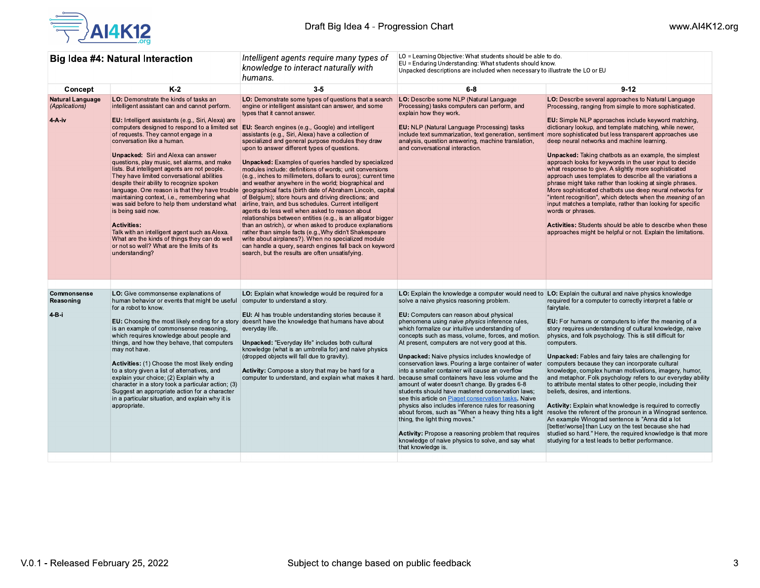| **Big Idea #4: Natural Interaction** | *Intelligent agents require many types of knowledge to interact naturally with humans.* | | LO = Learning Objective: What students should be able to do.<br>EU = Enduring Understanding: What students should know.<br>Unpacked descriptions are included when necessary to illustrate the LO or EU | |
|---|---|---|---|---|
| **Concept** | **K-2** | **3-5** | **6-8** | **9-12** |
| **Natural Language** *(Applications)*<br><br>**4-A-iv** | **LO:** Demonstrate the kinds of tasks an intelligent assistant can and cannot perform.<br><br>**EU:** Intelligent assistants (e.g., Siri, Alexa) are computers designed to respond to a limited set of requests. They cannot engage in a conversation like a human.<br><br>**Unpacked:** Siri and Alexa can answer questions, play music, set alarms, and make lists. But intelligent agents are not people. They have limited conversational abilities despite their ability to recognize spoken language. One reason is that they have trouble maintaining context, i.e., remembering what was said before to help them understand what is being said now.<br><br>**Activities:**<br>Talk with an intelligent agent such as Alexa. What are the kinds of things they can do well or not so well? What are the limits of its understanding? | **LO:** Demonstrate some types of questions that a search engine or intelligent assistant can answer, and some types that it cannot answer.<br><br>**EU:** Search engines (e.g., Google) and intelligent assistants (e.g., Siri, Alexa) have a collection of specialized and general purpose modules they draw upon to answer different types of questions.<br><br>**Unpacked:** Examples of queries handled by specialized modules include: definitions of words; unit conversions (e.g., inches to millimeters, dollars to euros); current time and weather anywhere in the world; biographical and geographical facts (birth date of Abraham Lincoln, capital of Belgium); store hours and driving directions; and airline, train, and bus schedules. Current intelligent agents do less well when asked to reason about relationships between entities (e.g., is an alligator bigger than an ostrich), or when asked to produce explanations rather than simple facts (e.g.,Why didn't Shakespeare write about airplanes?). When no specialized module can handle a query, search engines fall back on keyword search, but the results are often unsatisfying. | **LO:** Describe some NLP (Natural Language Processing) tasks computers can perform, and explain how they work.<br><br>**EU:** NLP (Natural Language Processing) tasks include text summarization, text generation, sentiment analysis, question answering, machine translation, and conversational interaction. | **LO:** Describe several approaches to Natural Language Processing, ranging from simple to more sophisticated.<br><br>**EU:** Simple NLP approaches include keyword matching, dictionary lookup, and template matching, while newer, more sophisticated but less transparent approaches use deep neural networks and machine learning.<br><br>**Unpacked:** Taking chatbots as an example, the simplest approach looks for keywords in the user input to decide what response to give. A slightly more sophisticated approach uses templates to describe all the variations a phrase might take rather than looking at single phrases. More sophisticated chatbots use deep neural networks for "intent recognition", which detects when the *meaning* of an input matches a template, rather than looking for specific words or phrases.<br><br>**Activities:** Students should be able to describe when these approaches might be helpful or not. Explain the limitations. |
| **Commonsense Reasoning**<br><br>**4-B-i** | **LO:** Give commonsense explanations of human behavior or events that might be useful for a robot to know.<br><br>**EU:** Choosing the most likely ending for a story is an example of commonsense reasoning, which requires knowledge about people and things, and how they behave, that computers may not have.<br><br>**Activities:** (1) Choose the most likely ending to a story given a list of alternatives, and explain your choice; (2) Explain why a character in a story took a particular action; (3) Suggest an appropriate action for a character in a particular situation, and explain why it is appropriate. | **LO:** Explain what knowledge would be required for a computer to understand a story.<br><br>**EU:** AI has trouble understanding stories because it doesn't have the knowledge that humans have about everyday life.<br><br>**Unpacked:** "Everyday life" includes both cultural knowledge (what is an umbrella for) and naive physics (dropped objects will fall due to gravity).<br><br>**Activity:** Compose a story that may be hard for a computer to understand, and explain what makes it hard. | **LO:** Explain the knowledge a computer would need to solve a naive physics reasoning problem.<br><br>**EU:** Computers can reason about physical phenomena using *naive physics* inference rules, which formalize our intuitive understanding of concepts such as mass, volume, forces, and motion. At present, computers are not very good at this.<br><br>**Unpacked:** Naive physics includes knowledge of conservation laws. Pouring a large container of water into a smaller container will cause an overflow because small containers have less volume and the amount of water doesn't change. By grades 6-8 students should have mastered conservation laws; see this article on [Piaget conservation tasks](). Naive physics also includes inference rules for reasoning about forces, such as "When a heavy thing hits a light thing, the light thing moves."<br><br>**Activity:** Propose a reasoning problem that requires knowledge of naive physics to solve, and say what that knowledge is. | **LO:** Explain the cultural and naive physics knowledge required for a computer to correctly interpret a fable or fairytale.<br><br>**EU:** For humans or computers to infer the meaning of a story requires understanding of cultural knowledge, naive physics, and folk psychology. This is still difficult for computers.<br><br>**Unpacked:** Fables and fairy tales are challenging for computers because they can incorporate cultural knowledge, complex human motivations, imagery, humor, and metaphor. Folk psychology refers to our everyday ability to attribute mental states to other people, including their beliefs, desires, and intentions.<br><br>**Activity:** Explain what knowledge is required to correctly resolve the referent of the pronoun in a Winograd sentence. An example Winograd sentence is "Anna did a lot [better/worse] than Lucy on the test because she had studied so hard." Here, the required knowledge is that more studying for a test leads to better performance. |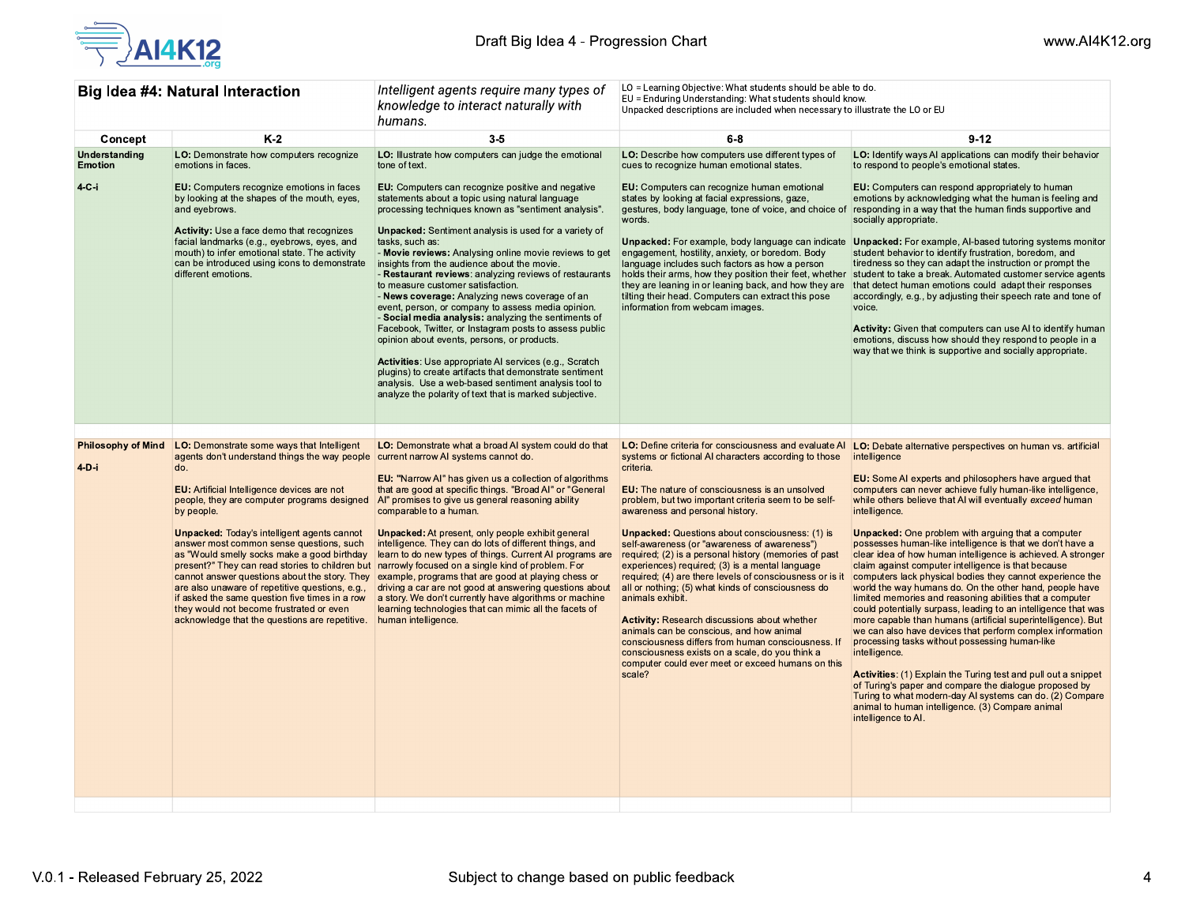| Big Idea #4: Natural Interaction | *Intelligent agents require many types of knowledge to interact naturally with humans.* | LO = Learning Objective: What students should be able to do.<br>EU = Enduring Understanding: What students should know.<br>Unpacked descriptions are included when necessary to illustrate the LO or EU | |
|---|---|---|---|

| Concept | K-2 | 3-5 | 6-8 | 9-12 |
|---|---|---|---|---|
| **Understanding Emotion**<br><br>**4-C-i** | **LO:** Demonstrate how computers recognize emotions in faces.<br><br>**EU:** Computers recognize emotions in faces by looking at the shapes of the mouth, eyes, and eyebrows.<br><br>**Activity:** Use a face demo that recognizes facial landmarks (e.g., eyebrows, eyes, and mouth) to infer emotional state. The activity can be introduced using icons to demonstrate different emotions. | **LO:** Illustrate how computers can judge the emotional tone of text.<br><br>**EU:** Computers can recognize positive and negative statements about a topic using natural language processing techniques known as "sentiment analysis".<br><br>**Unpacked:** Sentiment analysis is used for a variety of tasks, such as:<br>- **Movie reviews:** Analysing online movie reviews to get insights from the audience about the movie.<br>- **Restaurant reviews**: analyzing reviews of restaurants to measure customer satisfaction.<br>- **News coverage:** Analyzing news coverage of an event, person, or company to assess media opinion.<br>- **Social media analysis:** analyzing the sentiments of Facebook, Twitter, or Instagram posts to assess public opinion about events, persons, or products.<br><br>**Activities**: Use appropriate AI services (e.g., Scratch plugins) to create artifacts that demonstrate sentiment analysis. Use a web-based sentiment analysis tool to analyze the polarity of text that is marked subjective. | **LO:** Describe how computers use different types of cues to recognize human emotional states.<br><br>**EU:** Computers can recognize human emotional states by looking at facial expressions, gaze, gestures, body language, tone of voice, and choice of words.<br><br>**Unpacked:** For example, body language can indicate engagement, hostility, anxiety, or boredom. Body language includes such factors as how a person holds their arms, how they position their feet, whether they are leaning in or leaning back, and how they are tilting their head. Computers can extract this pose information from webcam images. | **LO:** Identify ways AI applications can modify their behavior to respond to people's emotional states.<br><br>**EU:** Computers can respond appropriately to human emotions by acknowledging what the human is feeling and responding in a way that the human finds supportive and socially appropriate.<br><br>**Unpacked:** For example, AI-based tutoring systems monitor student behavior to identify frustration, boredom, and tiredness so they can adapt the instruction or prompt the student to take a break. Automated customer service agents that detect human emotions could adapt their responses accordingly, e.g., by adjusting their speech rate and tone of voice.<br><br>**Activity:** Given that computers can use AI to identify human emotions, discuss how should they respond to people in a way that we think is supportive and socially appropriate. |
| **Philosophy of Mind**<br><br>**4-D-i** | **LO:** Demonstrate some ways that Intelligent agents don't understand things the way people do.<br><br>**EU:** Artificial Intelligence devices are not people, they are computer programs designed by people.<br><br>**Unpacked:** Today's intelligent agents cannot answer most common sense questions, such as "Would smelly socks make a good birthday present?" They can read stories to children but cannot answer questions about the story. They are also unaware of repetitive questions, e.g., if asked the same question five times in a row they would not become frustrated or even acknowledge that the questions are repetitive. | **LO:** Demonstrate what a broad AI system could do that current narrow AI systems cannot do.<br><br>**EU:** "Narrow AI" has given us a collection of algorithms that are good at specific things. "Broad AI" or "General AI" promises to give us general reasoning ability comparable to a human.<br><br>**Unpacked:** At present, only people exhibit general intelligence. They can do lots of different things, and learn to do new types of things. Current AI programs are narrowly focused on a single kind of problem. For example, programs that are good at playing chess or driving a car are not good at answering questions about a story. We don't currently have algorithms or machine learning technologies that can mimic all the facets of human intelligence. | **LO:** Define criteria for consciousness and evaluate AI systems or fictional AI characters according to those criteria.<br><br>**EU:** The nature of consciousness is an unsolved problem, but two important criteria seem to be self-awareness and personal history.<br><br>**Unpacked:** Questions about consciousness: (1) is self-awareness (or "awareness of awareness") required; (2) is a personal history (memories of past experiences) required; (3) is a mental language required; (4) are there levels of consciousness or is it all or nothing; (5) what kinds of consciousness do animals exhibit.<br><br>**Activity:** Research discussions about whether animals can be conscious, and how animal consciousness differs from human consciousness. If consciousness exists on a scale, do you think a computer could ever meet or exceed humans on this scale? | **LO:** Debate alternative perspectives on human vs. artificial intelligence<br><br>**EU:** Some AI experts and philosophers have argued that computers can never achieve fully human-like intelligence, while others believe that AI will eventually *exceed* human intelligence.<br><br>**Unpacked:** One problem with arguing that a computer possesses human-like intelligence is that we don't have a clear idea of how human intelligence is achieved. A stronger claim against computer intelligence is that because computers lack physical bodies they cannot experience the world the way humans do. On the other hand, people have limited memories and reasoning abilities that a computer could potentially surpass, leading to an intelligence that was more capable than humans (artificial superintelligence). But we can also have devices that perform complex information processing tasks without possessing human-like intelligence.<br><br>**Activities**: (1) Explain the Turing test and pull out a snippet of Turing's paper and compare the dialogue proposed by Turing to what modern-day AI systems can do. (2) Compare animal to human intelligence. (3) Compare animal intelligence to AI. |